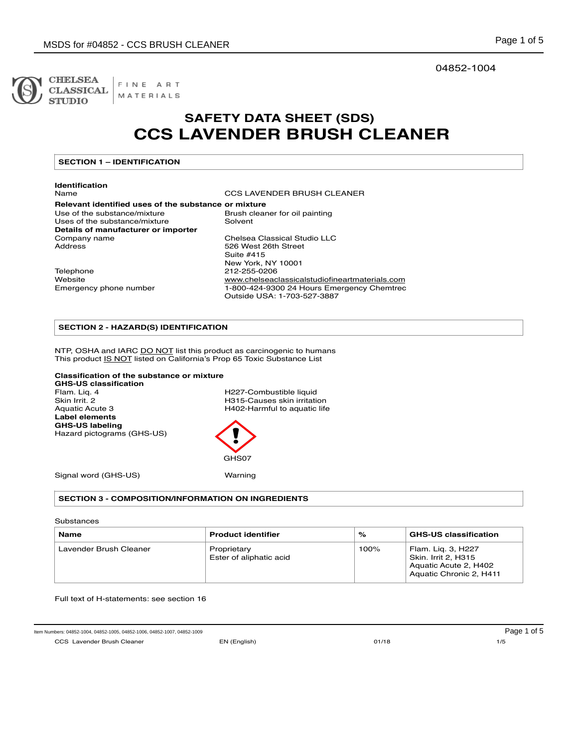04852-1004

CHELSEA CLASSICAL STUDIO | FINE ART MATERIALS

# SAFETY DATA SHEET (SDS)
# CCS LAVENDER BRUSH CLEANER

## SECTION 1 – IDENTIFICATION

**Identification**

Name — CCS LAVENDER BRUSH CLEANER

**Relevant identified uses of the substance or mixture**

Use of the substance/mixture — Brush cleaner for oil painting

Uses of the substance/mixture — Solvent

**Details of manufacturer or importer**

Company name — Chelsea Classical Studio LLC

Address — 526 West 26th Street
Suite #415
New York, NY 10001

Telephone — 212-255-0206

Website — www.chelseaclassicalstudiofineartmaterials.com

Emergency phone number — 1-800-424-9300 24 Hours Emergency Chemtrec
Outside USA: 1-703-527-3887

## SECTION 2 - HAZARD(S) IDENTIFICATION

NTP, OSHA and IARC DO NOT list this product as carcinogenic to humans
This product IS NOT listed on California's Prop 65 Toxic Substance List

**Classification of the substance or mixture**

**GHS-US classification**

Flam. Liq. 4 — H227-Combustible liquid

Skin Irrit. 2 — H315-Causes skin irritation

Aquatic Acute 3 — H402-Harmful to aquatic life

**Label elements**

**GHS-US labeling**

Hazard pictograms (GHS-US) — GHS07

Signal word (GHS-US) — Warning

## SECTION 3 - COMPOSITION/INFORMATION ON INGREDIENTS

Substances

| Name | Product identifier | % | GHS-US classification |
|---|---|---|---|
| Lavender Brush Cleaner | Proprietary<br>Ester of aliphatic acid | 100% | Flam. Liq. 3, H227<br>Skin. Irrit 2, H315<br>Aquatic Acute 2, H402<br>Aquatic Chronic 2, H411 |

Full text of H-statements: see section 16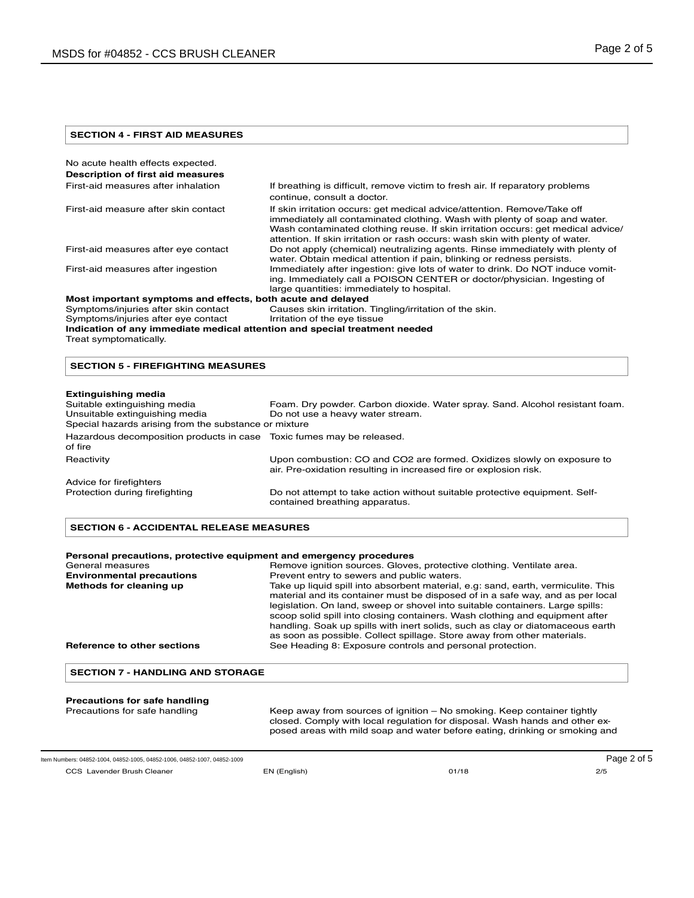## SECTION 4 - FIRST AID MEASURES

No acute health effects expected.

**Description of first aid measures**

| | |
|---|---|
| First-aid measures after inhalation | If breathing is difficult, remove victim to fresh air. If reparatory problems continue, consult a doctor. |
| First-aid measure after skin contact | If skin irritation occurs: get medical advice/attention. Remove/Take off immediately all contaminated clothing. Wash with plenty of soap and water. Wash contaminated clothing reuse. If skin irritation occurs: get medical advice/ attention. If skin irritation or rash occurs: wash skin with plenty of water. |
| First-aid measures after eye contact | Do not apply (chemical) neutralizing agents. Rinse immediately with plenty of water. Obtain medical attention if pain, blinking or redness persists. |
| First-aid measures after ingestion | Immediately after ingestion: give lots of water to drink. Do NOT induce vomiting. Immediately call a POISON CENTER or doctor/physician. Ingesting of large quantities: immediately to hospital. |

**Most important symptoms and effects, both acute and delayed**

| | |
|---|---|
| Symptoms/injuries after skin contact | Causes skin irritation. Tingling/irritation of the skin. |
| Symptoms/injuries after eye contact | Irritation of the eye tissue |

**Indication of any immediate medical attention and special treatment needed**

Treat symptomatically.

## SECTION 5 - FIREFIGHTING MEASURES

**Extinguishing media**

| | |
|---|---|
| Suitable extinguishing media | Foam. Dry powder. Carbon dioxide. Water spray. Sand. Alcohol resistant foam. |
| Unsuitable extinguishing media | Do not use a heavy water stream. |

Special hazards arising from the substance or mixture

| | |
|---|---|
| Hazardous decomposition products in case of fire | Toxic fumes may be released. |
| Reactivity | Upon combustion: CO and $CO_2$ are formed. Oxidizes slowly on exposure to air. Pre-oxidation resulting in increased fire or explosion risk. |

Advice for firefighters

| | |
|---|---|
| Protection during firefighting | Do not attempt to take action without suitable protective equipment. Self-contained breathing apparatus. |

## SECTION 6 - ACCIDENTAL RELEASE MEASURES

**Personal precautions, protective equipment and emergency procedures**

| | |
|---|---|
| General measures | Remove ignition sources. Gloves, protective clothing. Ventilate area. |
| **Environmental precautions** | Prevent entry to sewers and public waters. |
| **Methods for cleaning up** | Take up liquid spill into absorbent material, e.g: sand, earth, vermiculite. This material and its container must be disposed of in a safe way, and as per local legislation. On land, sweep or shovel into suitable containers. Large spills: scoop solid spill into closing containers. Wash clothing and equipment after handling. Soak up spills with inert solids, such as clay or diatomaceous earth as soon as possible. Collect spillage. Store away from other materials. |
| **Reference to other sections** | See Heading 8: Exposure controls and personal protection. |

## SECTION 7 - HANDLING AND STORAGE

**Precautions for safe handling**

| | |
|---|---|
| Precautions for safe handling | Keep away from sources of ignition – No smoking. Keep container tightly closed. Comply with local regulation for disposal. Wash hands and other exposed areas with mild soap and water before eating, drinking or smoking and |

Item Numbers: 04852-1004, 04852-1005, 04852-1006, 04852-1007, 04852-1009

CCS Lavender Brush Cleaner EN (English) 01/18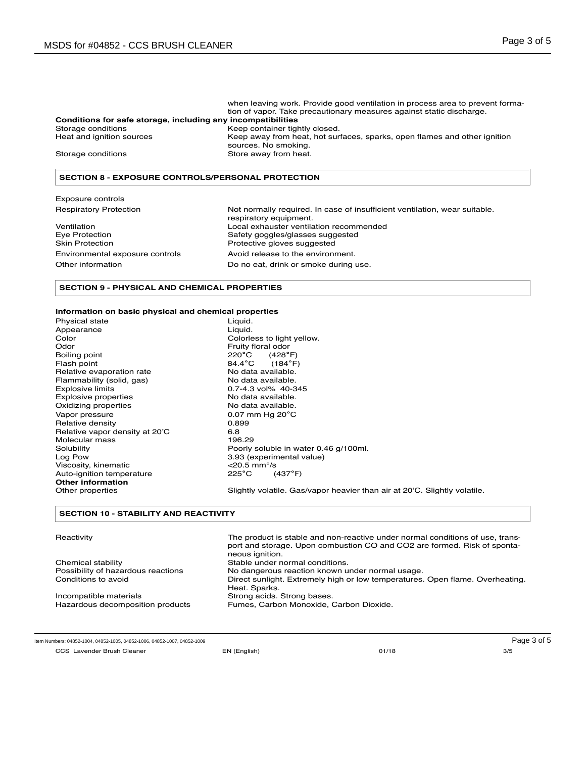when leaving work. Provide good ventilation in process area to prevent formation of vapor. Take precautionary measures against static discharge.

**Conditions for safe storage, including any incompatibilities**

| | |
|---|---|
| Storage conditions | Keep container tightly closed. |
| Heat and ignition sources | Keep away from heat, hot surfaces, sparks, open flames and other ignition sources. No smoking. |
| Storage conditions | Store away from heat. |

## SECTION 8 - EXPOSURE CONTROLS/PERSONAL PROTECTION

Exposure controls

| | |
|---|---|
| Respiratory Protection | Not normally required. In case of insufficient ventilation, wear suitable. respiratory equipment. |
| Ventilation | Local exhauster ventilation recommended |
| Eye Protection | Safety goggles/glasses suggested |
| Skin Protection | Protective gloves suggested |
| Environmental exposure controls | Avoid release to the environment. |
| Other information | Do no eat, drink or smoke during use. |

## SECTION 9 - PHYSICAL AND CHEMICAL PROPERTIES

**Information on basic physical and chemical properties**

| | |
|---|---|
| Physical state | Liquid. |
| Appearance | Liquid. |
| Color | Colorless to light yellow. |
| Odor | Fruity floral odor |
| Boiling point | 220°C (428°F) |
| Flash point | 84.4°C (184°F) |
| Relative evaporation rate | No data available. |
| Flammability (solid, gas) | No data available. |
| Explosive limits | 0.7-4.3 vol% 40-345 |
| Explosive properties | No data available. |
| Oxidizing properties | No data available. |
| Vapor pressure | 0.07 mm Hg 20°C |
| Relative density | 0.899 |
| Relative vapor density at 20'C | 6.8 |
| Molecular mass | 196.29 |
| Solubility | Poorly soluble in water 0.46 g/100ml. |
| Log Pow | 3.93 (experimental value) |
| Viscosity, kinematic | <20.5 mm°/s |
| Auto-ignition temperature | 225°C (437°F) |

**Other information**

| | |
|---|---|
| Other properties | Slightly volatile. Gas/vapor heavier than air at 20'C. Slightly volatile. |

## SECTION 10 - STABILITY AND REACTIVITY

| | |
|---|---|
| Reactivity | The product is stable and non-reactive under normal conditions of use, transport and storage. Upon combustion CO and CO2 are formed. Risk of spontaneous ignition. |
| Chemical stability | Stable under normal conditions. |
| Possibility of hazardous reactions | No dangerous reaction known under normal usage. |
| Conditions to avoid | Direct sunlight. Extremely high or low temperatures. Open flame. Overheating. Heat. Sparks. |
| Incompatible materials | Strong acids. Strong bases. |
| Hazardous decomposition products | Fumes, Carbon Monoxide, Carbon Dioxide. |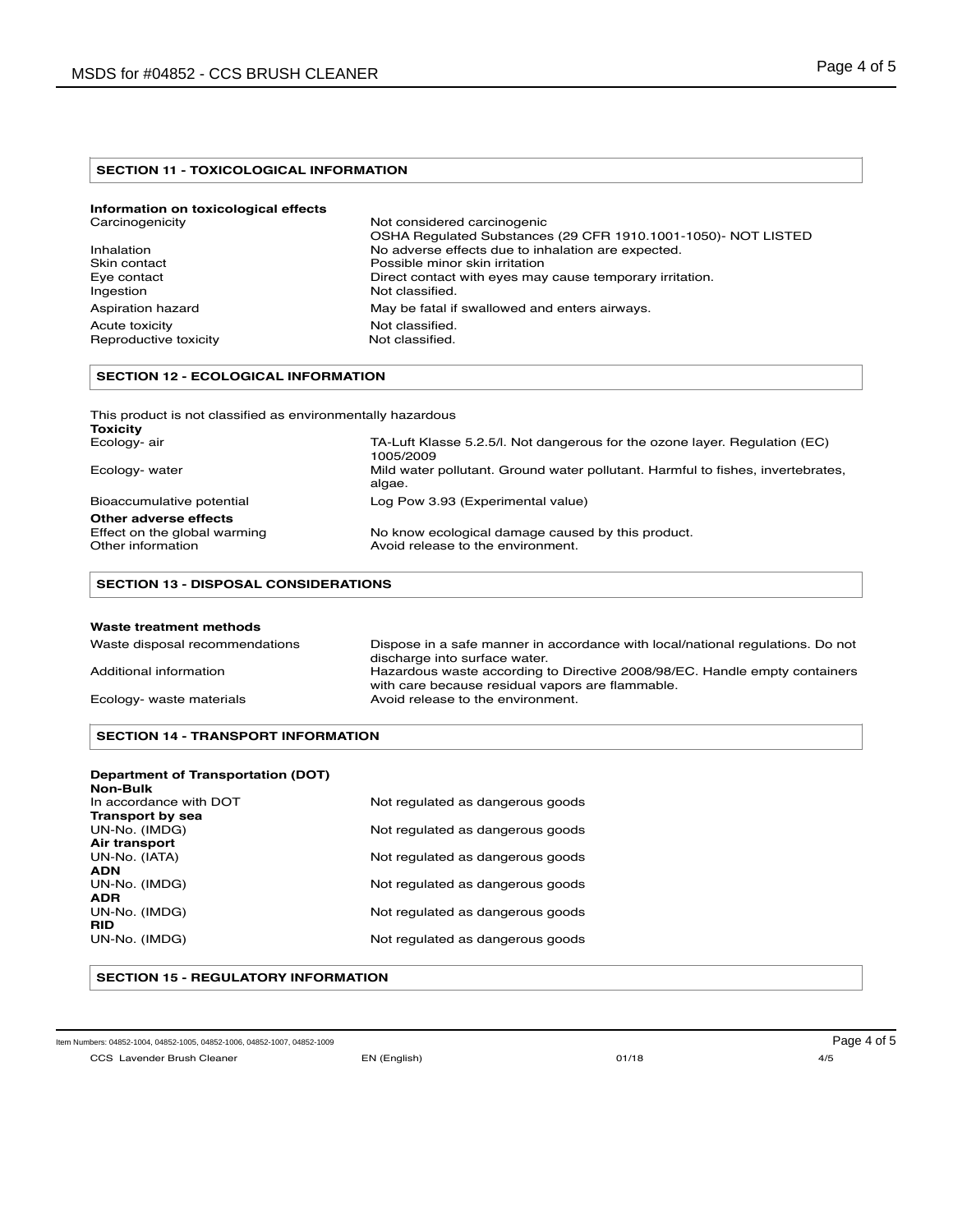## SECTION 11 - TOXICOLOGICAL INFORMATION

**Information on toxicological effects**

| | |
|---|---|
| Carcinogenicity | Not considered carcinogenic<br>OSHA Regulated Substances (29 CFR 1910.1001-1050)- NOT LISTED |
| Inhalation | No adverse effects due to inhalation are expected. |
| Skin contact | Possible minor skin irritation |
| Eye contact | Direct contact with eyes may cause temporary irritation. |
| Ingestion | Not classified. |
| Aspiration hazard | May be fatal if swallowed and enters airways. |
| Acute toxicity | Not classified. |
| Reproductive toxicity | Not classified. |

## SECTION 12 - ECOLOGICAL INFORMATION

This product is not classified as environmentally hazardous

**Toxicity**

| | |
|---|---|
| Ecology- air | TA-Luft Klasse 5.2.5/I. Not dangerous for the ozone layer. Regulation (EC) 1005/2009 |
| Ecology- water | Mild water pollutant. Ground water pollutant. Harmful to fishes, invertebrates, algae. |
| Bioaccumulative potential | Log Pow 3.93 (Experimental value) |

**Other adverse effects**

| | |
|---|---|
| Effect on the global warming | No know ecological damage caused by this product. |
| Other information | Avoid release to the environment. |

## SECTION 13 - DISPOSAL CONSIDERATIONS

**Waste treatment methods**

| | |
|---|---|
| Waste disposal recommendations | Dispose in a safe manner in accordance with local/national regulations. Do not discharge into surface water. |
| Additional information | Hazardous waste according to Directive 2008/98/EC. Handle empty containers with care because residual vapors are flammable. |
| Ecology- waste materials | Avoid release to the environment. |

## SECTION 14 - TRANSPORT INFORMATION

**Department of Transportation (DOT)**

**Non-Bulk**

| | |
|---|---|
| In accordance with DOT | Not regulated as dangerous goods |

**Transport by sea**

| | |
|---|---|
| UN-No. (IMDG) | Not regulated as dangerous goods |

**Air transport**

| | |
|---|---|
| UN-No. (IATA) | Not regulated as dangerous goods |

**ADN**

| | |
|---|---|
| UN-No. (IMDG) | Not regulated as dangerous goods |

**ADR**

| | |
|---|---|
| UN-No. (IMDG) | Not regulated as dangerous goods |

**RID**

| | |
|---|---|
| UN-No. (IMDG) | Not regulated as dangerous goods |

## SECTION 15 - REGULATORY INFORMATION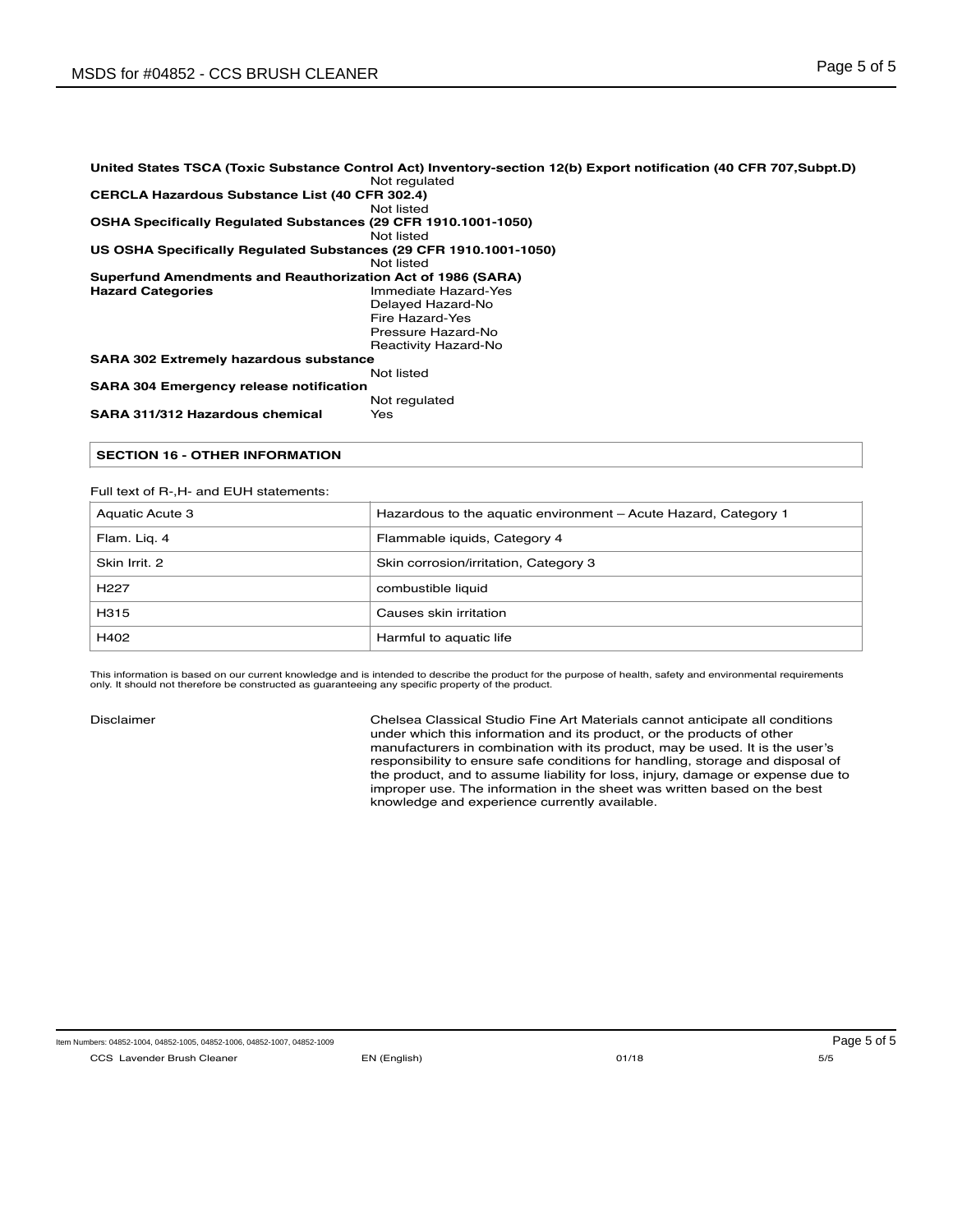**United States TSCA (Toxic Substance Control Act) Inventory-section 12(b) Export notification (40 CFR 707,Subpt.D)**
Not regulated

**CERCLA Hazardous Substance List (40 CFR 302.4)**
Not listed

**OSHA Specifically Regulated Substances (29 CFR 1910.1001-1050)**
Not listed

**US OSHA Specifically Regulated Substances (29 CFR 1910.1001-1050)**
Not listed

**Superfund Amendments and Reauthorization Act of 1986 (SARA)**

**Hazard Categories**
Immediate Hazard-Yes
Delayed Hazard-No
Fire Hazard-Yes
Pressure Hazard-No
Reactivity Hazard-No

**SARA 302 Extremely hazardous substance**
Not listed

**SARA 304 Emergency release notification**
Not regulated

**SARA 311/312 Hazardous chemical** Yes

## SECTION 16 - OTHER INFORMATION

Full text of R-,H- and EUH statements:

| | |
|---|---|
| Aquatic Acute 3 | Hazardous to the aquatic environment – Acute Hazard, Category 1 |
| Flam. Liq. 4 | Flammable iquids, Category 4 |
| Skin Irrit. 2 | Skin corrosion/irritation, Category 3 |
| H227 | combustible liquid |
| H315 | Causes skin irritation |
| H402 | Harmful to aquatic life |

This information is based on our current knowledge and is intended to describe the product for the purpose of health, safety and environmental requirements only. It should not therefore be constructed as guaranteeing any specific property of the product.

Disclaimer

Chelsea Classical Studio Fine Art Materials cannot anticipate all conditions under which this information and its product, or the products of other manufacturers in combination with its product, may be used. It is the user's responsibility to ensure safe conditions for handling, storage and disposal of the product, and to assume liability for loss, injury, damage or expense due to improper use. The information in the sheet was written based on the best knowledge and experience currently available.

Item Numbers: 04852-1004, 04852-1005, 04852-1006, 04852-1007, 04852-1009

CCS Lavender Brush Cleaner EN (English) 01/18